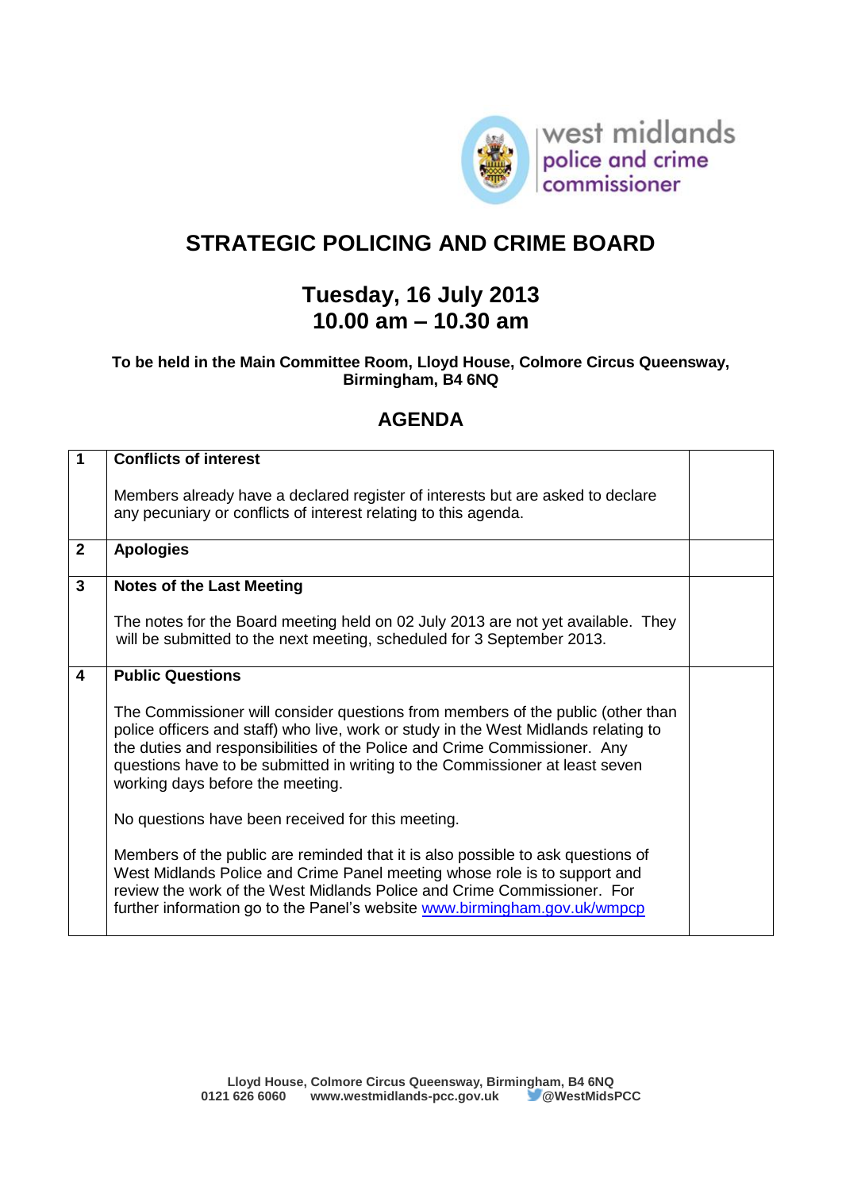west midlands police and crime commissioner

# STRATEGIC POLICING AND CRIME BOARD

## Tuesday, 16 July 2013
## 10.00 am – 10.30 am

**To be held in the Main Committee Room, Lloyd House, Colmore Circus Queensway, Birmingham, B4 6NQ**

## AGENDA

| | | |
|---|---|---|
| **1** | **Conflicts of interest**<br><br>Members already have a declared register of interests but are asked to declare any pecuniary or conflicts of interest relating to this agenda. | |
| **2** | **Apologies** | |
| **3** | **Notes of the Last Meeting**<br><br>The notes for the Board meeting held on 02 July 2013 are not yet available. They will be submitted to the next meeting, scheduled for 3 September 2013. | |
| **4** | **Public Questions**<br><br>The Commissioner will consider questions from members of the public (other than police officers and staff) who live, work or study in the West Midlands relating to the duties and responsibilities of the Police and Crime Commissioner. Any questions have to be submitted in writing to the Commissioner at least seven working days before the meeting.<br><br>No questions have been received for this meeting.<br><br>Members of the public are reminded that it is also possible to ask questions of West Midlands Police and Crime Panel meeting whose role is to support and review the work of the West Midlands Police and Crime Commissioner. For further information go to the Panel's website www.birmingham.gov.uk/wmpcp | |

**Lloyd House, Colmore Circus Queensway, Birmingham, B4 6NQ**
**0121 626 6060 www.westmidlands-pcc.gov.uk @WestMidsPCC**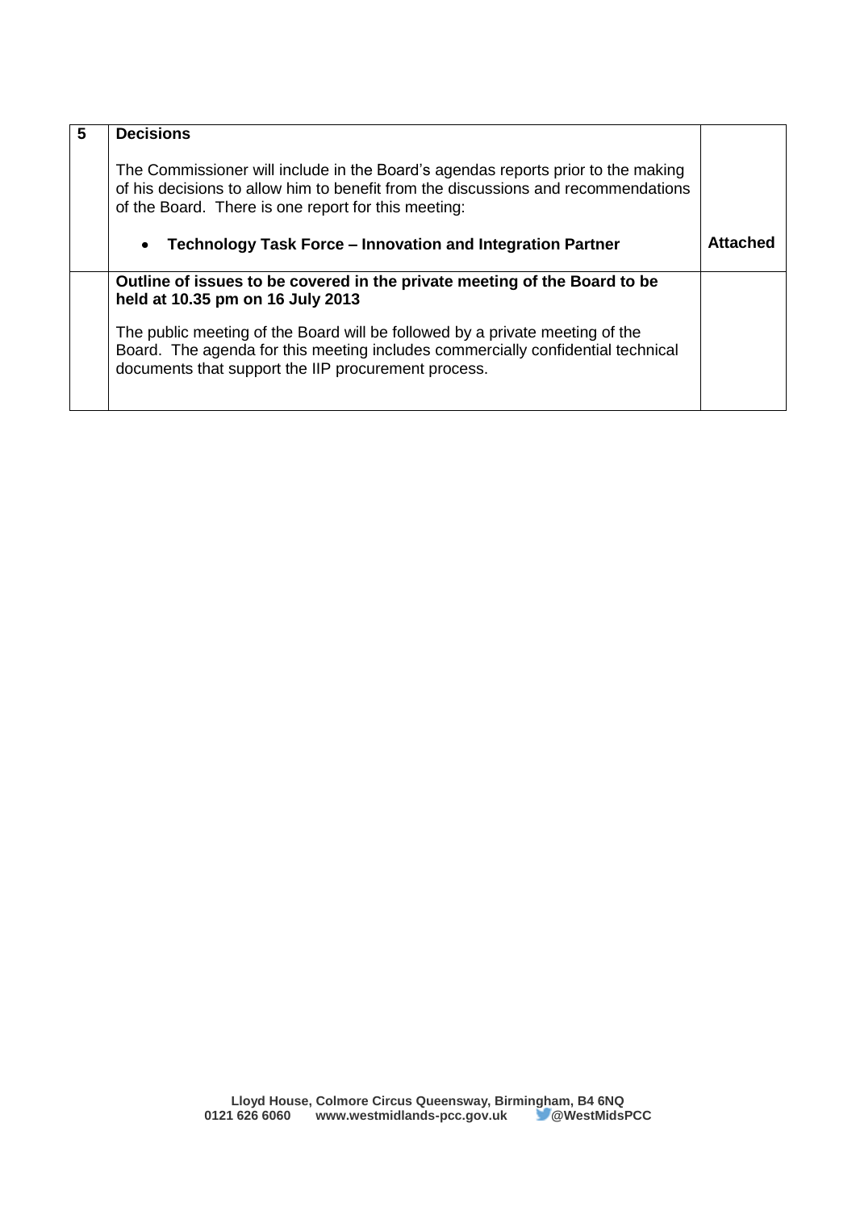| | | |
|---|---|---|
| **5** | **Decisions**<br><br>The Commissioner will include in the Board's agendas reports prior to the making of his decisions to allow him to benefit from the discussions and recommendations of the Board. There is one report for this meeting:<br><br>• **Technology Task Force – Innovation and Integration Partner** | **Attached** |
| | **Outline of issues to be covered in the private meeting of the Board to be held at 10.35 pm on 16 July 2013**<br><br>The public meeting of the Board will be followed by a private meeting of the Board. The agenda for this meeting includes commercially confidential technical documents that support the IIP procurement process. | |

**Lloyd House, Colmore Circus Queensway, Birmingham, B4 6NQ**
**0121 626 6060 www.westmidlands-pcc.gov.uk @WestMidsPCC**